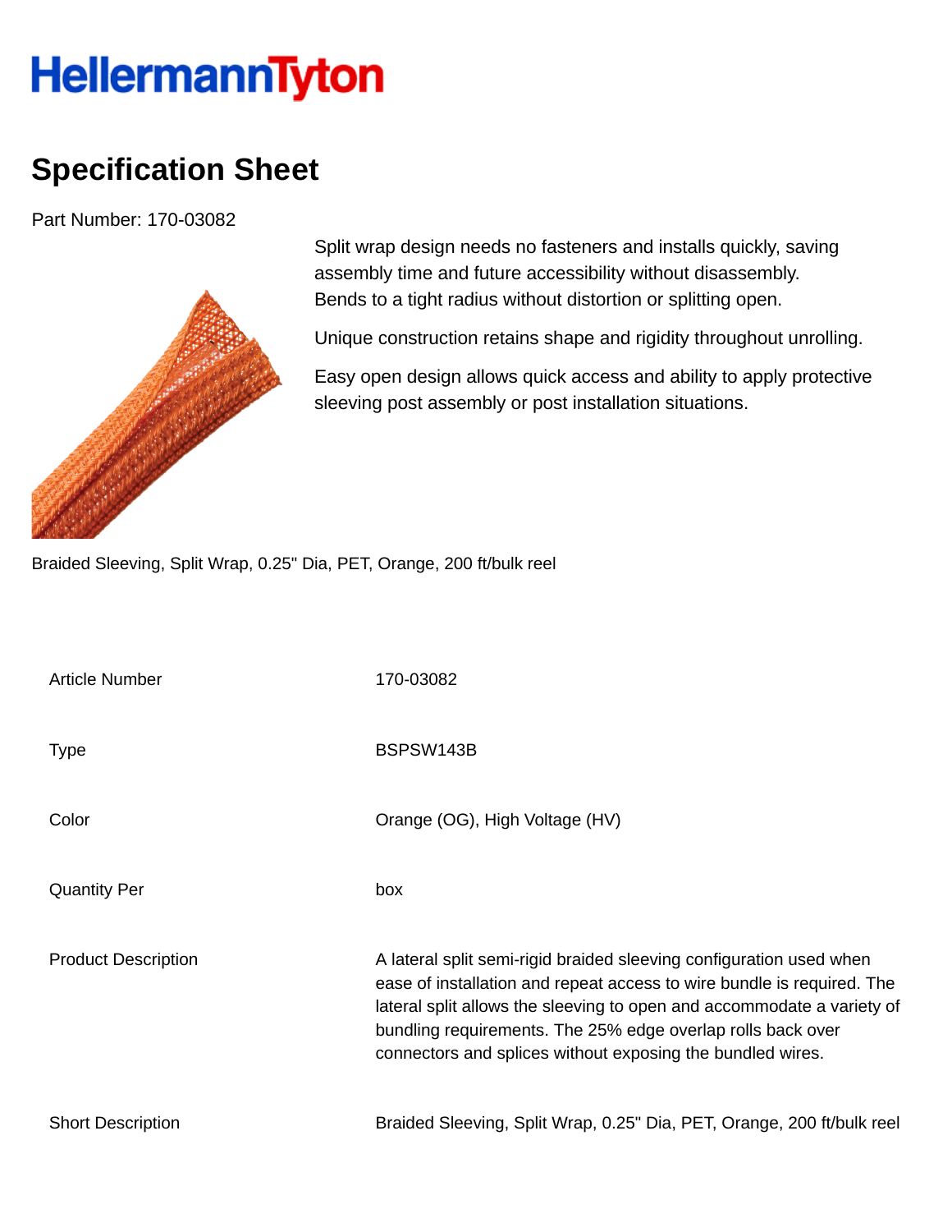# HellermannTyton

## Specification Sheet

Part Number: 170-03082

Split wrap design needs no fasteners and installs quickly, saving assembly time and future accessibility without disassembly. Bends to a tight radius without distortion or splitting open.

Unique construction retains shape and rigidity throughout unrolling.

Easy open design allows quick access and ability to apply protective sleeving post assembly or post installation situations.

Braided Sleeving, Split Wrap, 0.25" Dia, PET, Orange, 200 ft/bulk reel

| | |
|---|---|
| Article Number | 170-03082 |
| Type | BSPSW143B |
| Color | Orange (OG), High Voltage (HV) |
| Quantity Per | box |
| Product Description | A lateral split semi-rigid braided sleeving configuration used when ease of installation and repeat access to wire bundle is required. The lateral split allows the sleeving to open and accommodate a variety of bundling requirements. The 25% edge overlap rolls back over connectors and splices without exposing the bundled wires. |
| Short Description | Braided Sleeving, Split Wrap, 0.25" Dia, PET, Orange, 200 ft/bulk reel |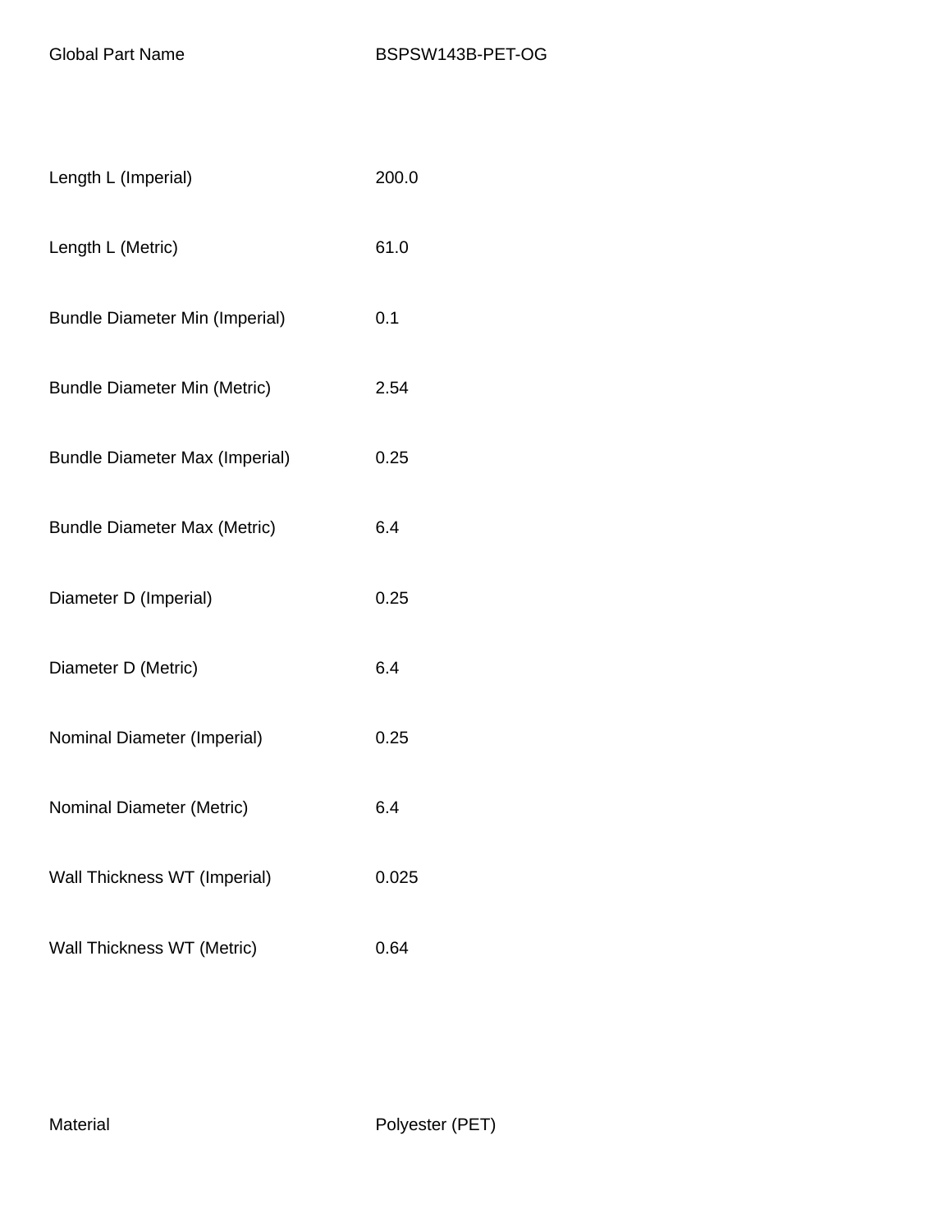| | |
|---|---|
| Global Part Name | BSPSW143B-PET-OG |
| Length L (Imperial) | 200.0 |
| Length L (Metric) | 61.0 |
| Bundle Diameter Min (Imperial) | 0.1 |
| Bundle Diameter Min (Metric) | 2.54 |
| Bundle Diameter Max (Imperial) | 0.25 |
| Bundle Diameter Max (Metric) | 6.4 |
| Diameter D (Imperial) | 0.25 |
| Diameter D (Metric) | 6.4 |
| Nominal Diameter (Imperial) | 0.25 |
| Nominal Diameter (Metric) | 6.4 |
| Wall Thickness WT (Imperial) | 0.025 |
| Wall Thickness WT (Metric) | 0.64 |
| Material | Polyester (PET) |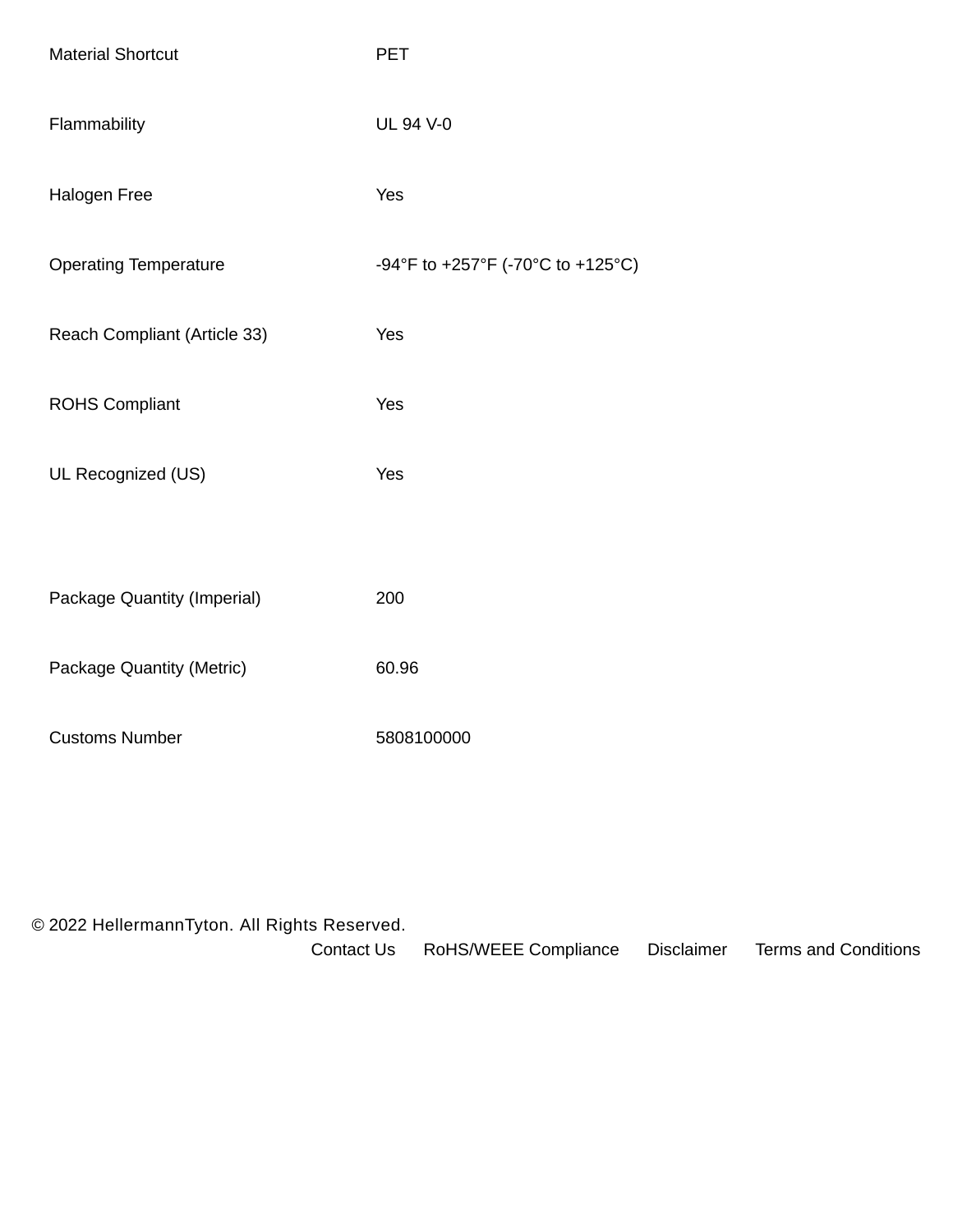| | |
|---|---|
| Material Shortcut | PET |
| Flammability | UL 94 V-0 |
| Halogen Free | Yes |
| Operating Temperature | -94°F to +257°F (-70°C to +125°C) |
| Reach Compliant (Article 33) | Yes |
| ROHS Compliant | Yes |
| UL Recognized (US) | Yes |

| | |
|---|---|
| Package Quantity (Imperial) | 200 |
| Package Quantity (Metric) | 60.96 |
| Customs Number | 5808100000 |

© 2022 HellermannTyton. All Rights Reserved.

Contact Us RoHS/WEEE Compliance Disclaimer Terms and Conditions